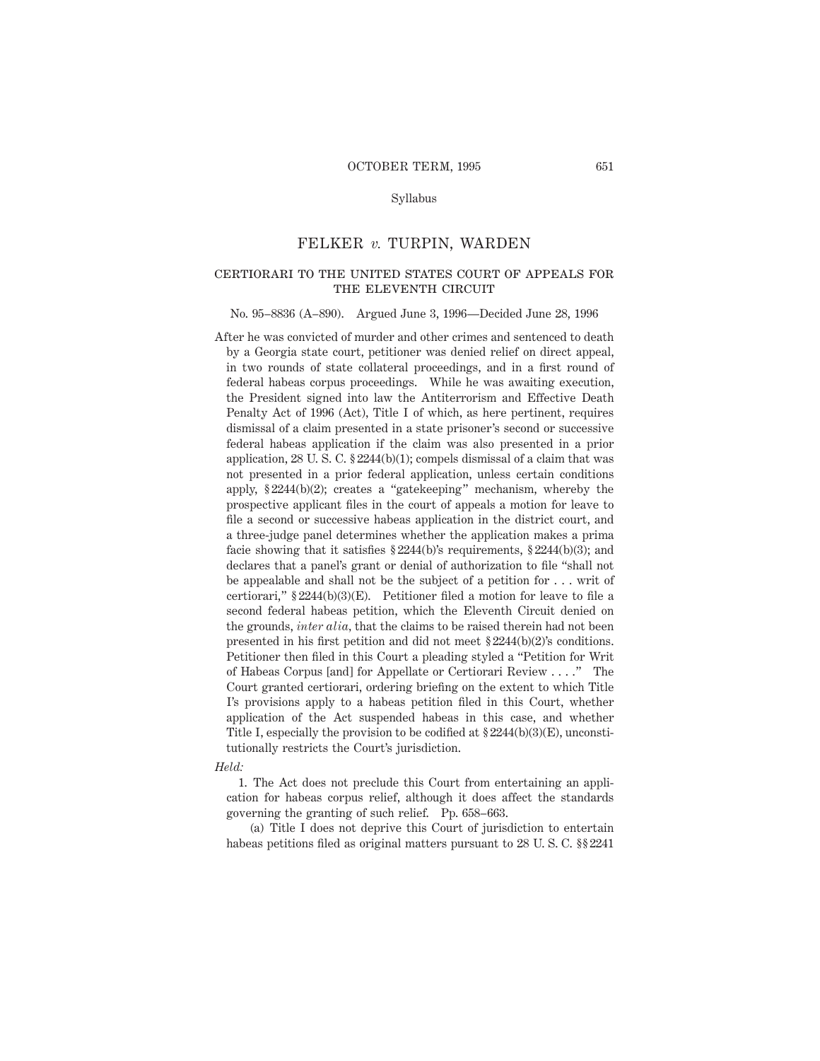Syllabus

# FELKER *v.* TURPIN, WARDEN

## CERTIORARI TO THE UNITED STATES COURT OF APPEALS FOR THE ELEVENTH CIRCUIT

No. 95–8836 (A–890). Argued June 3, 1996—Decided June 28, 1996

After he was convicted of murder and other crimes and sentenced to death by a Georgia state court, petitioner was denied relief on direct appeal, in two rounds of state collateral proceedings, and in a first round of federal habeas corpus proceedings. While he was awaiting execution, the President signed into law the Antiterrorism and Effective Death Penalty Act of 1996 (Act), Title I of which, as here pertinent, requires dismissal of a claim presented in a state prisoner's second or successive federal habeas application if the claim was also presented in a prior application, 28 U. S. C. § 2244(b)(1); compels dismissal of a claim that was not presented in a prior federal application, unless certain conditions apply, § 2244(b)(2); creates a "gatekeeping" mechanism, whereby the prospective applicant files in the court of appeals a motion for leave to file a second or successive habeas application in the district court, and a three-judge panel determines whether the application makes a prima facie showing that it satisfies § 2244(b)'s requirements, § 2244(b)(3); and declares that a panel's grant or denial of authorization to file "shall not be appealable and shall not be the subject of a petition for . . . writ of certiorari," § 2244(b)(3)(E). Petitioner filed a motion for leave to file a second federal habeas petition, which the Eleventh Circuit denied on the grounds, *inter alia*, that the claims to be raised therein had not been presented in his first petition and did not meet § 2244(b)(2)'s conditions. Petitioner then filed in this Court a pleading styled a "Petition for Writ of Habeas Corpus [and] for Appellate or Certiorari Review . . . ." The Court granted certiorari, ordering briefing on the extent to which Title I's provisions apply to a habeas petition filed in this Court, whether application of the Act suspended habeas in this case, and whether Title I, especially the provision to be codified at § 2244(b)(3)(E), unconstitutionally restricts the Court's jurisdiction.

*Held:*

1. The Act does not preclude this Court from entertaining an application for habeas corpus relief, although it does affect the standards governing the granting of such relief. Pp. 658–663.

(a) Title I does not deprive this Court of jurisdiction to entertain habeas petitions filed as original matters pursuant to 28 U. S. C. §§ 2241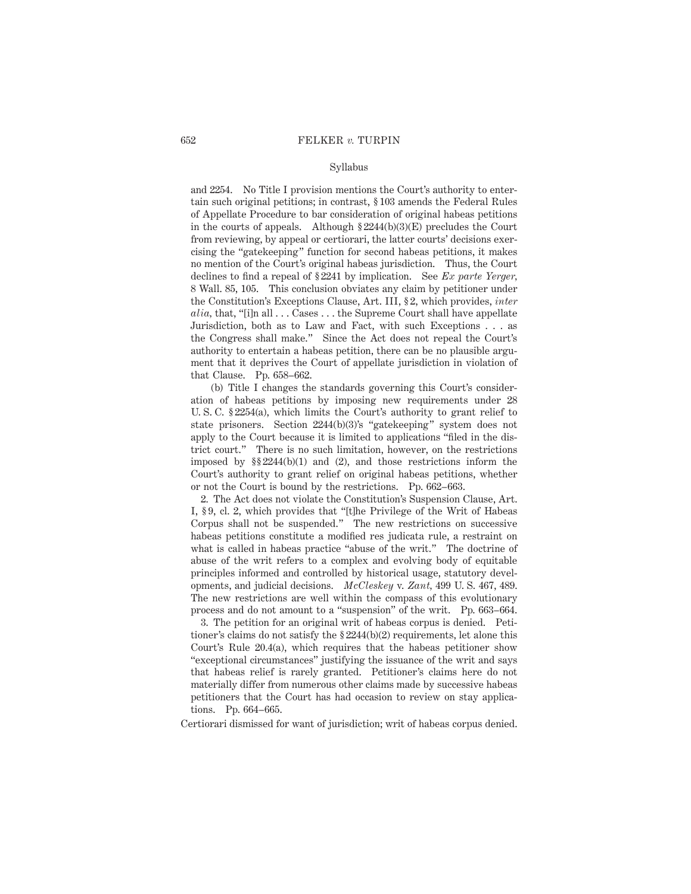and 2254. No Title I provision mentions the Court's authority to entertain such original petitions; in contrast, § 103 amends the Federal Rules of Appellate Procedure to bar consideration of original habeas petitions in the courts of appeals. Although § 2244(b)(3)(E) precludes the Court from reviewing, by appeal or certiorari, the latter courts' decisions exercising the "gatekeeping" function for second habeas petitions, it makes no mention of the Court's original habeas jurisdiction. Thus, the Court declines to find a repeal of § 2241 by implication. See *Ex parte Yerger*, 8 Wall. 85, 105. This conclusion obviates any claim by petitioner under the Constitution's Exceptions Clause, Art. III, § 2, which provides, *inter alia*, that, "[i]n all . . . Cases . . . the Supreme Court shall have appellate Jurisdiction, both as to Law and Fact, with such Exceptions . . . as the Congress shall make." Since the Act does not repeal the Court's authority to entertain a habeas petition, there can be no plausible argument that it deprives the Court of appellate jurisdiction in violation of that Clause. Pp. 658–662.

(b) Title I changes the standards governing this Court's consideration of habeas petitions by imposing new requirements under 28 U. S. C. § 2254(a), which limits the Court's authority to grant relief to state prisoners. Section 2244(b)(3)'s "gatekeeping" system does not apply to the Court because it is limited to applications "filed in the district court." There is no such limitation, however, on the restrictions imposed by §§ 2244(b)(1) and (2), and those restrictions inform the Court's authority to grant relief on original habeas petitions, whether or not the Court is bound by the restrictions. Pp. 662–663.

2. The Act does not violate the Constitution's Suspension Clause, Art. I, § 9, cl. 2, which provides that "[t]he Privilege of the Writ of Habeas Corpus shall not be suspended." The new restrictions on successive habeas petitions constitute a modified res judicata rule, a restraint on what is called in habeas practice "abuse of the writ." The doctrine of abuse of the writ refers to a complex and evolving body of equitable principles informed and controlled by historical usage, statutory developments, and judicial decisions. *McCleskey* v. *Zant*, 499 U. S. 467, 489. The new restrictions are well within the compass of this evolutionary process and do not amount to a "suspension" of the writ. Pp. 663–664.

3. The petition for an original writ of habeas corpus is denied. Petitioner's claims do not satisfy the § 2244(b)(2) requirements, let alone this Court's Rule 20.4(a), which requires that the habeas petitioner show "exceptional circumstances" justifying the issuance of the writ and says that habeas relief is rarely granted. Petitioner's claims here do not materially differ from numerous other claims made by successive habeas petitioners that the Court has had occasion to review on stay applications. Pp. 664–665.

Certiorari dismissed for want of jurisdiction; writ of habeas corpus denied.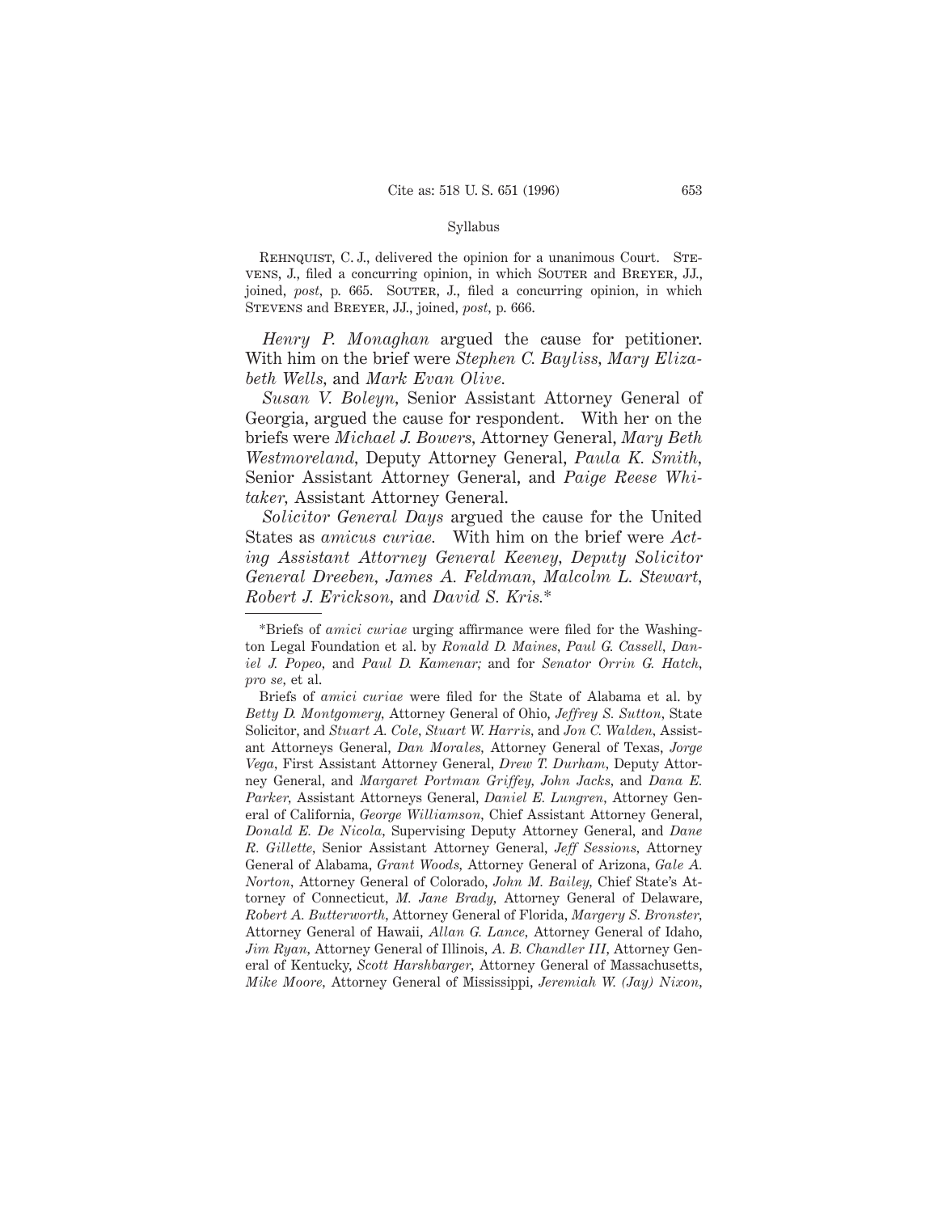REHNQUIST, C. J., delivered the opinion for a unanimous Court. STEVENS, J., filed a concurring opinion, in which SOUTER and BREYER, JJ., joined, *post*, p. 665. SOUTER, J., filed a concurring opinion, in which STEVENS and BREYER, JJ., joined, *post*, p. 666.

*Henry P. Monaghan* argued the cause for petitioner. With him on the brief were *Stephen C. Bayliss*, *Mary Elizabeth Wells*, and *Mark Evan Olive*.

*Susan V. Boleyn*, Senior Assistant Attorney General of Georgia, argued the cause for respondent. With her on the briefs were *Michael J. Bowers*, Attorney General, *Mary Beth Westmoreland*, Deputy Attorney General, *Paula K. Smith*, Senior Assistant Attorney General, and *Paige Reese Whitaker*, Assistant Attorney General.

*Solicitor General Days* argued the cause for the United States as *amicus curiae*. With him on the brief were *Acting Assistant Attorney General Keeney*, *Deputy Solicitor General Dreeben*, *James A. Feldman*, *Malcolm L. Stewart*, *Robert J. Erickson*, and *David S. Kris*.*

---

*Briefs of *amici curiae* urging affirmance were filed for the Washington Legal Foundation et al. by *Ronald D. Maines*, *Paul G. Cassell*, *Daniel J. Popeo*, and *Paul D. Kamenar;* and for *Senator Orrin G. Hatch*, *pro se*, et al.

Briefs of *amici curiae* were filed for the State of Alabama et al. by *Betty D. Montgomery*, Attorney General of Ohio, *Jeffrey S. Sutton*, State Solicitor, and *Stuart A. Cole*, *Stuart W. Harris*, and *Jon C. Walden*, Assistant Attorneys General, *Dan Morales*, Attorney General of Texas, *Jorge Vega*, First Assistant Attorney General, *Drew T. Durham*, Deputy Attorney General, and *Margaret Portman Griffey*, *John Jacks*, and *Dana E. Parker*, Assistant Attorneys General, *Daniel E. Lungren*, Attorney General of California, *George Williamson*, Chief Assistant Attorney General, *Donald E. De Nicola*, Supervising Deputy Attorney General, and *Dane R. Gillette*, Senior Assistant Attorney General, *Jeff Sessions*, Attorney General of Alabama, *Grant Woods*, Attorney General of Arizona, *Gale A. Norton*, Attorney General of Colorado, *John M. Bailey*, Chief State's Attorney of Connecticut, *M. Jane Brady*, Attorney General of Delaware, *Robert A. Butterworth*, Attorney General of Florida, *Margery S. Bronster*, Attorney General of Hawaii, *Allan G. Lance*, Attorney General of Idaho, *Jim Ryan*, Attorney General of Illinois, *A. B. Chandler III*, Attorney General of Kentucky, *Scott Harshbarger*, Attorney General of Massachusetts, *Mike Moore*, Attorney General of Mississippi, *Jeremiah W. (Jay) Nixon*,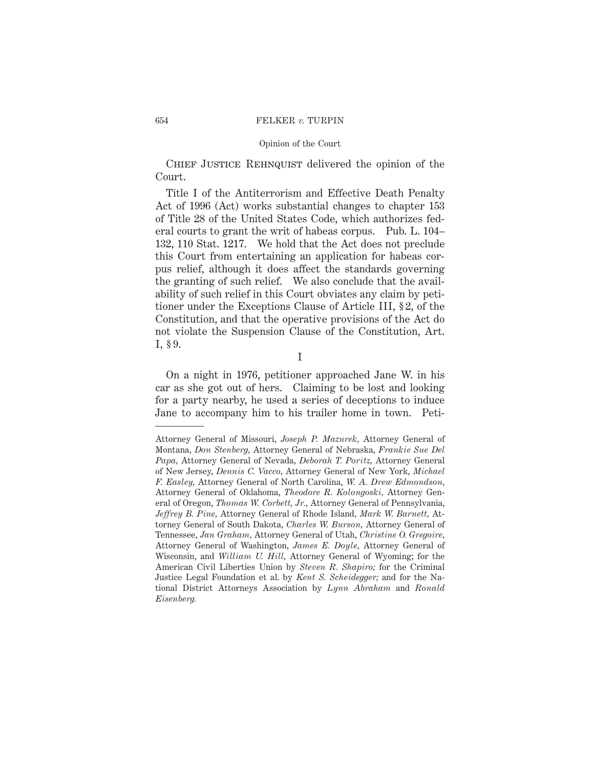Chief Justice Rehnquist delivered the opinion of the Court.

Title I of the Antiterrorism and Effective Death Penalty Act of 1996 (Act) works substantial changes to chapter 153 of Title 28 of the United States Code, which authorizes federal courts to grant the writ of habeas corpus. Pub. L. 104–132, 110 Stat. 1217. We hold that the Act does not preclude this Court from entertaining an application for habeas corpus relief, although it does affect the standards governing the granting of such relief. We also conclude that the availability of such relief in this Court obviates any claim by petitioner under the Exceptions Clause of Article III, § 2, of the Constitution, and that the operative provisions of the Act do not violate the Suspension Clause of the Constitution, Art. I, § 9.

## I

On a night in 1976, petitioner approached Jane W. in his car as she got out of hers. Claiming to be lost and looking for a party nearby, he used a series of deceptions to induce Jane to accompany him to his trailer home in town. Peti-

---

Attorney General of Missouri, *Joseph P. Mazurek*, Attorney General of Montana, *Don Stenberg*, Attorney General of Nebraska, *Frankie Sue Del Papa*, Attorney General of Nevada, *Deborah T. Poritz*, Attorney General of New Jersey, *Dennis C. Vacco*, Attorney General of New York, *Michael F. Easley*, Attorney General of North Carolina, *W. A. Drew Edmondson*, Attorney General of Oklahoma, *Theodore R. Kolongoski*, Attorney General of Oregon, *Thomas W. Corbett, Jr.*, Attorney General of Pennsylvania, *Jeffrey B. Pine*, Attorney General of Rhode Island, *Mark W. Barnett*, Attorney General of South Dakota, *Charles W. Burson*, Attorney General of Tennessee, *Jan Graham*, Attorney General of Utah, *Christine O. Gregoire*, Attorney General of Washington, *James E. Doyle*, Attorney General of Wisconsin, and *William U. Hill*, Attorney General of Wyoming; for the American Civil Liberties Union by *Steven R. Shapiro;* for the Criminal Justice Legal Foundation et al. by *Kent S. Scheidegger;* and for the National District Attorneys Association by *Lynn Abraham* and *Ronald Eisenberg.*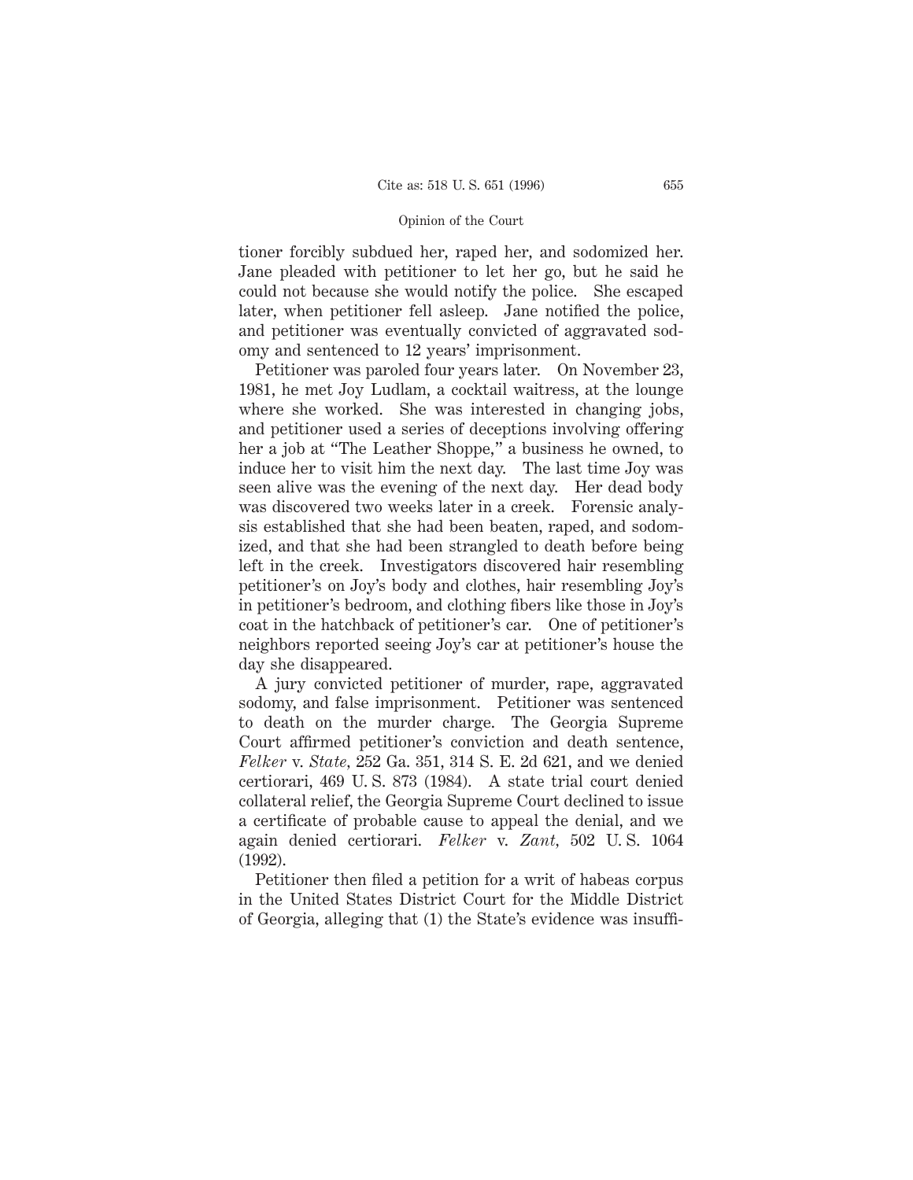tioner forcibly subdued her, raped her, and sodomized her. Jane pleaded with petitioner to let her go, but he said he could not because she would notify the police. She escaped later, when petitioner fell asleep. Jane notified the police, and petitioner was eventually convicted of aggravated sodomy and sentenced to 12 years' imprisonment.

Petitioner was paroled four years later. On November 23, 1981, he met Joy Ludlam, a cocktail waitress, at the lounge where she worked. She was interested in changing jobs, and petitioner used a series of deceptions involving offering her a job at "The Leather Shoppe," a business he owned, to induce her to visit him the next day. The last time Joy was seen alive was the evening of the next day. Her dead body was discovered two weeks later in a creek. Forensic analysis established that she had been beaten, raped, and sodomized, and that she had been strangled to death before being left in the creek. Investigators discovered hair resembling petitioner's on Joy's body and clothes, hair resembling Joy's in petitioner's bedroom, and clothing fibers like those in Joy's coat in the hatchback of petitioner's car. One of petitioner's neighbors reported seeing Joy's car at petitioner's house the day she disappeared.

A jury convicted petitioner of murder, rape, aggravated sodomy, and false imprisonment. Petitioner was sentenced to death on the murder charge. The Georgia Supreme Court affirmed petitioner's conviction and death sentence, *Felker* v. *State*, 252 Ga. 351, 314 S. E. 2d 621, and we denied certiorari, 469 U. S. 873 (1984). A state trial court denied collateral relief, the Georgia Supreme Court declined to issue a certificate of probable cause to appeal the denial, and we again denied certiorari. *Felker* v. *Zant*, 502 U. S. 1064 (1992).

Petitioner then filed a petition for a writ of habeas corpus in the United States District Court for the Middle District of Georgia, alleging that (1) the State's evidence was insuffi-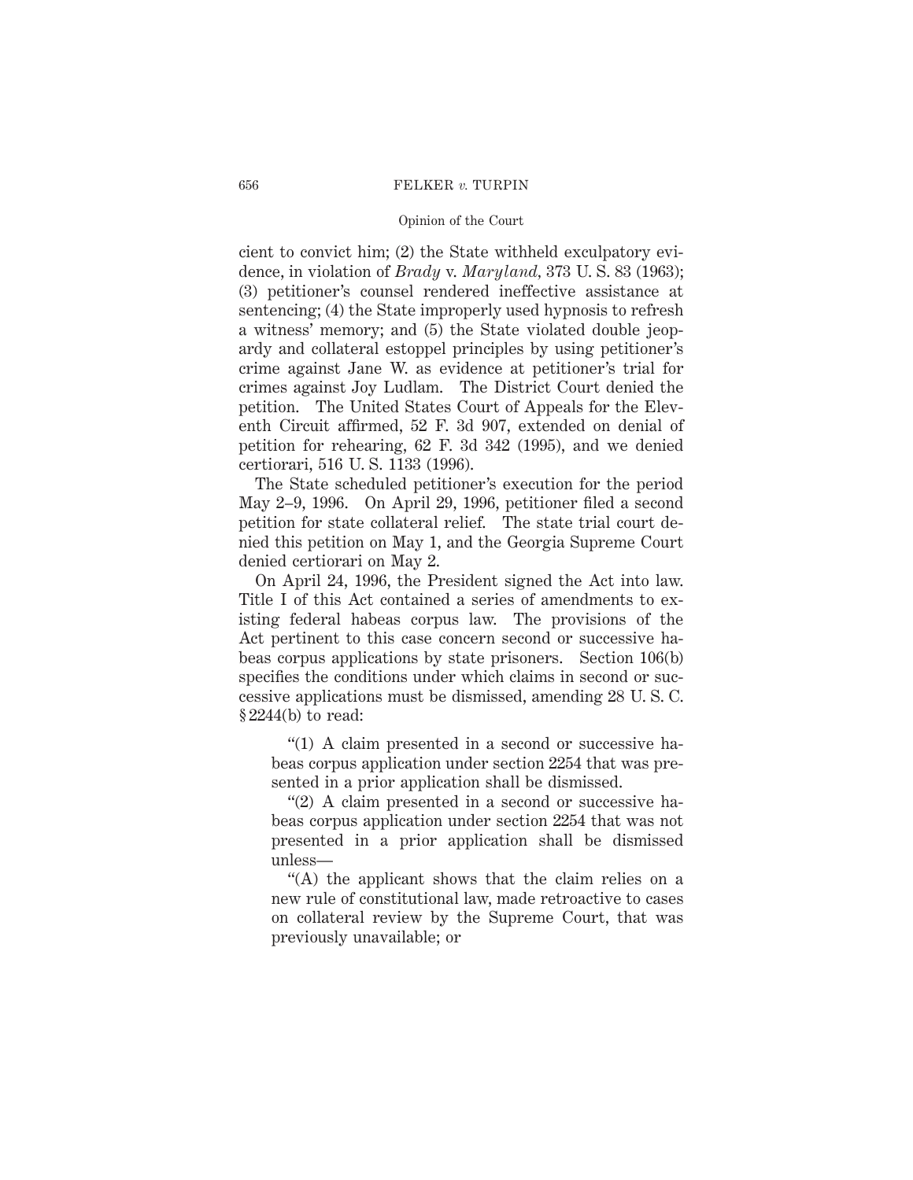cient to convict him; (2) the State withheld exculpatory evidence, in violation of *Brady* v. *Maryland,* 373 U. S. 83 (1963); (3) petitioner's counsel rendered ineffective assistance at sentencing; (4) the State improperly used hypnosis to refresh a witness' memory; and (5) the State violated double jeopardy and collateral estoppel principles by using petitioner's crime against Jane W. as evidence at petitioner's trial for crimes against Joy Ludlam. The District Court denied the petition. The United States Court of Appeals for the Eleventh Circuit affirmed, 52 F. 3d 907, extended on denial of petition for rehearing, 62 F. 3d 342 (1995), and we denied certiorari, 516 U. S. 1133 (1996).

The State scheduled petitioner's execution for the period May 2–9, 1996. On April 29, 1996, petitioner filed a second petition for state collateral relief. The state trial court denied this petition on May 1, and the Georgia Supreme Court denied certiorari on May 2.

On April 24, 1996, the President signed the Act into law. Title I of this Act contained a series of amendments to existing federal habeas corpus law. The provisions of the Act pertinent to this case concern second or successive habeas corpus applications by state prisoners. Section 106(b) specifies the conditions under which claims in second or successive applications must be dismissed, amending 28 U. S. C. § 2244(b) to read:

> "(1) A claim presented in a second or successive habeas corpus application under section 2254 that was presented in a prior application shall be dismissed.
>
> "(2) A claim presented in a second or successive habeas corpus application under section 2254 that was not presented in a prior application shall be dismissed unless—
>
> "(A) the applicant shows that the claim relies on a new rule of constitutional law, made retroactive to cases on collateral review by the Supreme Court, that was previously unavailable; or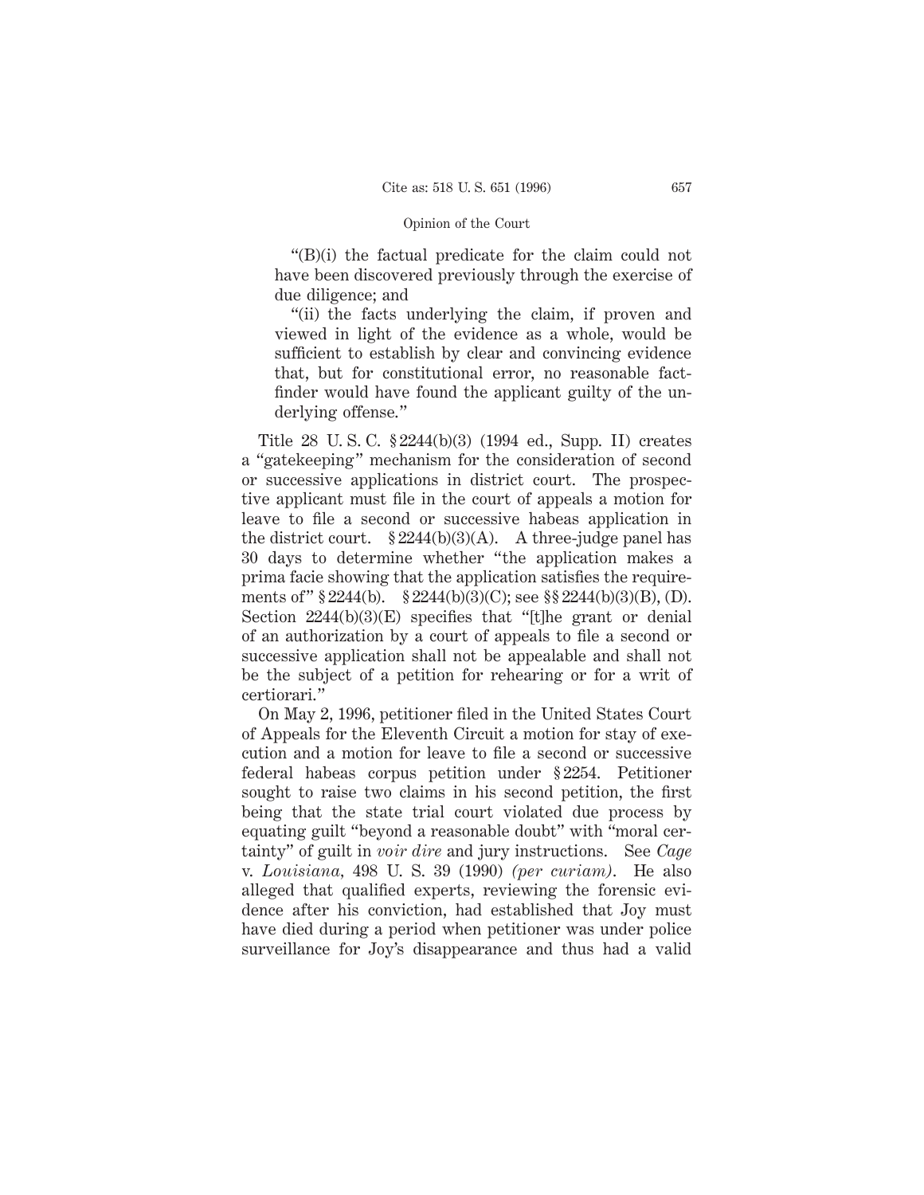"(B)(i) the factual predicate for the claim could not have been discovered previously through the exercise of due diligence; and

"(ii) the facts underlying the claim, if proven and viewed in light of the evidence as a whole, would be sufficient to establish by clear and convincing evidence that, but for constitutional error, no reasonable factfinder would have found the applicant guilty of the underlying offense."

Title 28 U. S. C. § 2244(b)(3) (1994 ed., Supp. II) creates a "gatekeeping" mechanism for the consideration of second or successive applications in district court. The prospective applicant must file in the court of appeals a motion for leave to file a second or successive habeas application in the district court. § 2244(b)(3)(A). A three-judge panel has 30 days to determine whether "the application makes a prima facie showing that the application satisfies the requirements of" § 2244(b). § 2244(b)(3)(C); see §§ 2244(b)(3)(B), (D). Section 2244(b)(3)(E) specifies that "[t]he grant or denial of an authorization by a court of appeals to file a second or successive application shall not be appealable and shall not be the subject of a petition for rehearing or for a writ of certiorari."

On May 2, 1996, petitioner filed in the United States Court of Appeals for the Eleventh Circuit a motion for stay of execution and a motion for leave to file a second or successive federal habeas corpus petition under § 2254. Petitioner sought to raise two claims in his second petition, the first being that the state trial court violated due process by equating guilt "beyond a reasonable doubt" with "moral certainty" of guilt in *voir dire* and jury instructions. See *Cage* v. *Louisiana*, 498 U. S. 39 (1990) *(per curiam)*. He also alleged that qualified experts, reviewing the forensic evidence after his conviction, had established that Joy must have died during a period when petitioner was under police surveillance for Joy's disappearance and thus had a valid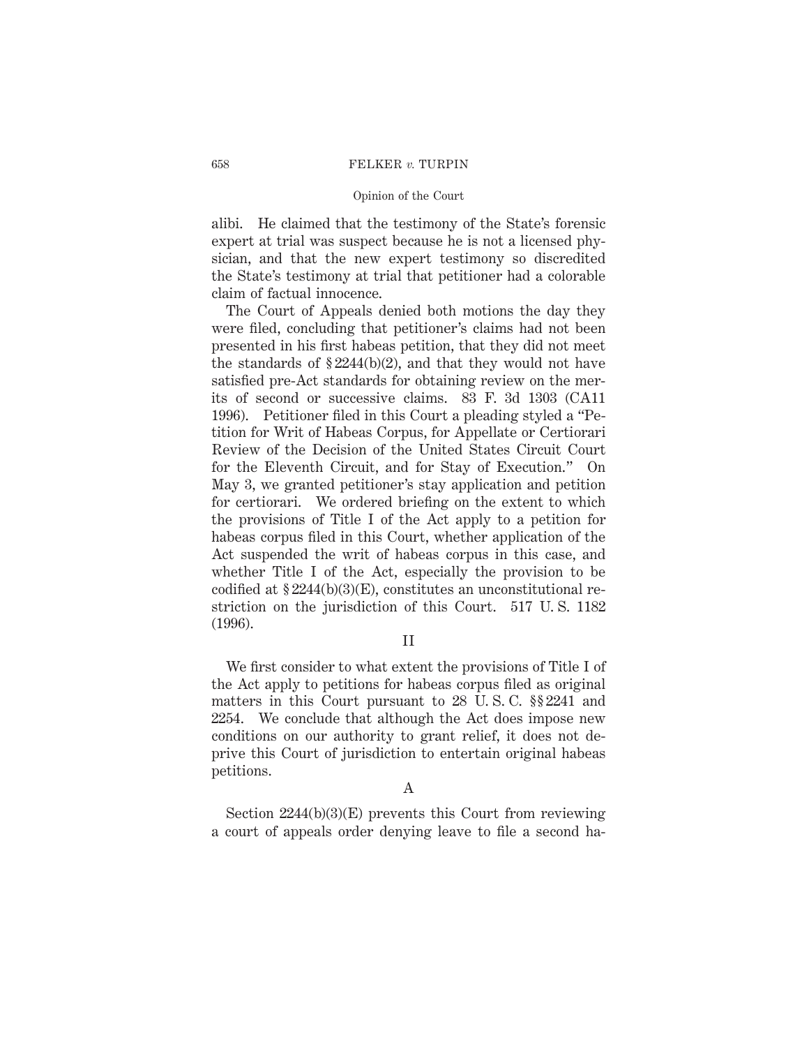alibi. He claimed that the testimony of the State's forensic expert at trial was suspect because he is not a licensed physician, and that the new expert testimony so discredited the State's testimony at trial that petitioner had a colorable claim of factual innocence.

The Court of Appeals denied both motions the day they were filed, concluding that petitioner's claims had not been presented in his first habeas petition, that they did not meet the standards of § 2244(b)(2), and that they would not have satisfied pre-Act standards for obtaining review on the merits of second or successive claims. 83 F. 3d 1303 (CA11 1996). Petitioner filed in this Court a pleading styled a "Petition for Writ of Habeas Corpus, for Appellate or Certiorari Review of the Decision of the United States Circuit Court for the Eleventh Circuit, and for Stay of Execution." On May 3, we granted petitioner's stay application and petition for certiorari. We ordered briefing on the extent to which the provisions of Title I of the Act apply to a petition for habeas corpus filed in this Court, whether application of the Act suspended the writ of habeas corpus in this case, and whether Title I of the Act, especially the provision to be codified at § 2244(b)(3)(E), constitutes an unconstitutional restriction on the jurisdiction of this Court. 517 U. S. 1182 (1996).

## II

We first consider to what extent the provisions of Title I of the Act apply to petitions for habeas corpus filed as original matters in this Court pursuant to 28 U. S. C. §§ 2241 and 2254. We conclude that although the Act does impose new conditions on our authority to grant relief, it does not deprive this Court of jurisdiction to entertain original habeas petitions.

### A

Section 2244(b)(3)(E) prevents this Court from reviewing a court of appeals order denying leave to file a second ha-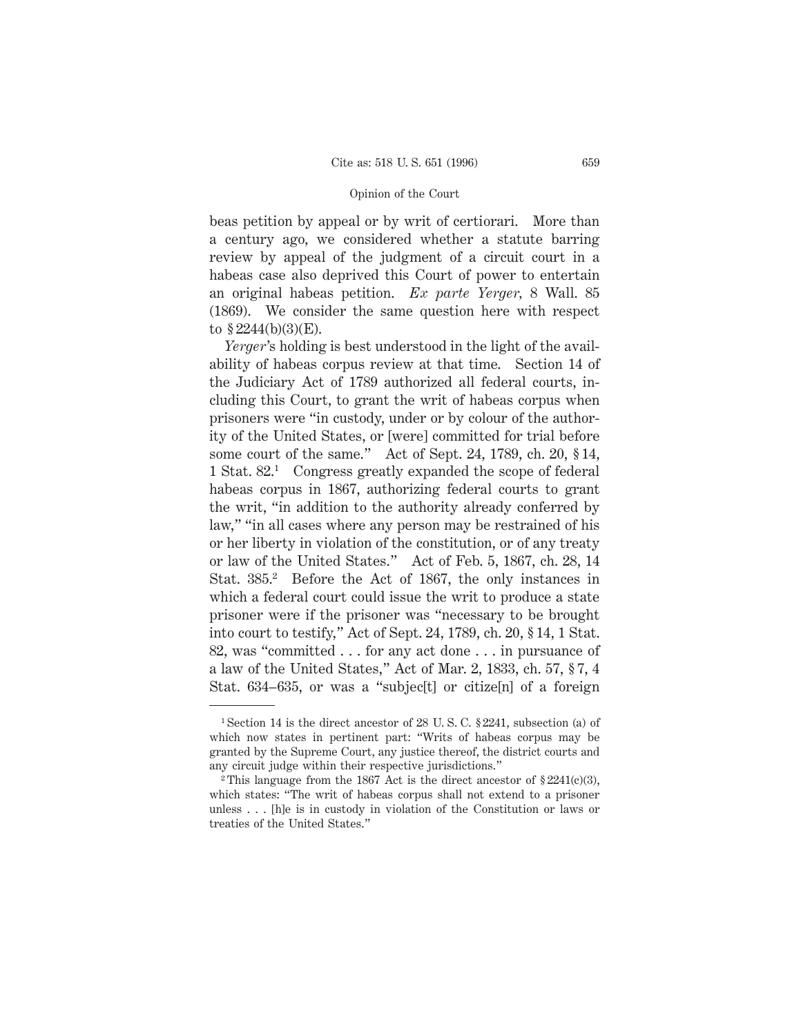beas petition by appeal or by writ of certiorari. More than a century ago, we considered whether a statute barring review by appeal of the judgment of a circuit court in a habeas case also deprived this Court of power to entertain an original habeas petition. *Ex parte Yerger,* 8 Wall. 85 (1869). We consider the same question here with respect to § 2244(b)(3)(E).

*Yerger*'s holding is best understood in the light of the availability of habeas corpus review at that time. Section 14 of the Judiciary Act of 1789 authorized all federal courts, including this Court, to grant the writ of habeas corpus when prisoners were "in custody, under or by colour of the authority of the United States, or [were] committed for trial before some court of the same." Act of Sept. 24, 1789, ch. 20, § 14, 1 Stat. 82.[1] Congress greatly expanded the scope of federal habeas corpus in 1867, authorizing federal courts to grant the writ, "in addition to the authority already conferred by law," "in all cases where any person may be restrained of his or her liberty in violation of the constitution, or of any treaty or law of the United States." Act of Feb. 5, 1867, ch. 28, 14 Stat. 385.[2] Before the Act of 1867, the only instances in which a federal court could issue the writ to produce a state prisoner were if the prisoner was "necessary to be brought into court to testify," Act of Sept. 24, 1789, ch. 20, § 14, 1 Stat. 82, was "committed . . . for any act done . . . in pursuance of a law of the United States," Act of Mar. 2, 1833, ch. 57, § 7, 4 Stat. 634–635, or was a "subjec[t] or citize[n] of a foreign

---

[1] Section 14 is the direct ancestor of 28 U. S. C. § 2241, subsection (a) of which now states in pertinent part: "Writs of habeas corpus may be granted by the Supreme Court, any justice thereof, the district courts and any circuit judge within their respective jurisdictions."

[2] This language from the 1867 Act is the direct ancestor of § 2241(c)(3), which states: "The writ of habeas corpus shall not extend to a prisoner unless . . . [h]e is in custody in violation of the Constitution or laws or treaties of the United States."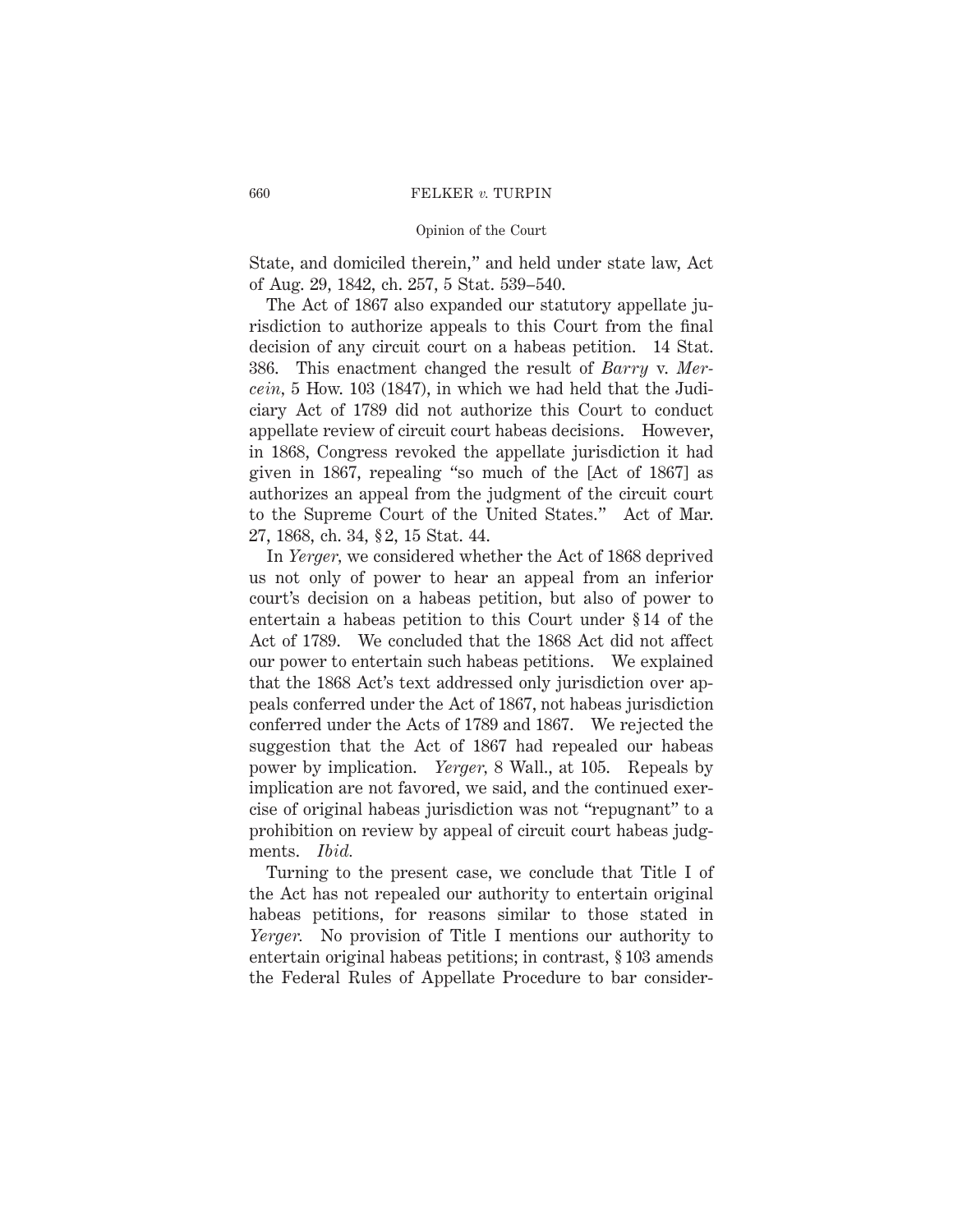State, and domiciled therein," and held under state law, Act of Aug. 29, 1842, ch. 257, 5 Stat. 539–540.

The Act of 1867 also expanded our statutory appellate jurisdiction to authorize appeals to this Court from the final decision of any circuit court on a habeas petition. 14 Stat. 386. This enactment changed the result of *Barry* v. *Mercein*, 5 How. 103 (1847), in which we had held that the Judiciary Act of 1789 did not authorize this Court to conduct appellate review of circuit court habeas decisions. However, in 1868, Congress revoked the appellate jurisdiction it had given in 1867, repealing "so much of the [Act of 1867] as authorizes an appeal from the judgment of the circuit court to the Supreme Court of the United States." Act of Mar. 27, 1868, ch. 34, § 2, 15 Stat. 44.

In *Yerger*, we considered whether the Act of 1868 deprived us not only of power to hear an appeal from an inferior court's decision on a habeas petition, but also of power to entertain a habeas petition to this Court under § 14 of the Act of 1789. We concluded that the 1868 Act did not affect our power to entertain such habeas petitions. We explained that the 1868 Act's text addressed only jurisdiction over appeals conferred under the Act of 1867, not habeas jurisdiction conferred under the Acts of 1789 and 1867. We rejected the suggestion that the Act of 1867 had repealed our habeas power by implication. *Yerger*, 8 Wall., at 105. Repeals by implication are not favored, we said, and the continued exercise of original habeas jurisdiction was not "repugnant" to a prohibition on review by appeal of circuit court habeas judgments. *Ibid.*

Turning to the present case, we conclude that Title I of the Act has not repealed our authority to entertain original habeas petitions, for reasons similar to those stated in *Yerger*. No provision of Title I mentions our authority to entertain original habeas petitions; in contrast, § 103 amends the Federal Rules of Appellate Procedure to bar consider-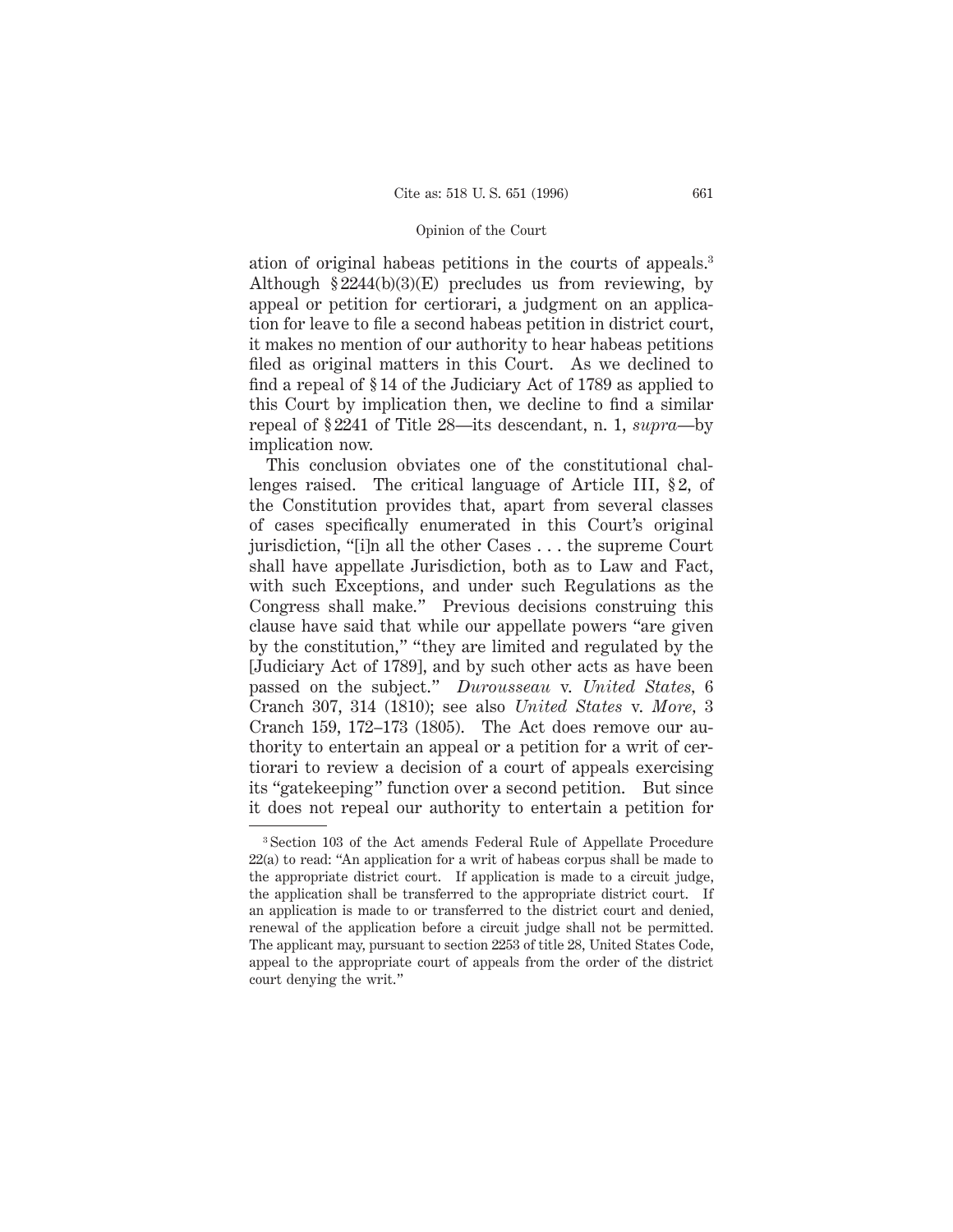ation of original habeas petitions in the courts of appeals.[3] Although § 2244(b)(3)(E) precludes us from reviewing, by appeal or petition for certiorari, a judgment on an application for leave to file a second habeas petition in district court, it makes no mention of our authority to hear habeas petitions filed as original matters in this Court. As we declined to find a repeal of § 14 of the Judiciary Act of 1789 as applied to this Court by implication then, we decline to find a similar repeal of § 2241 of Title 28—its descendant, n. 1, *supra*—by implication now.

This conclusion obviates one of the constitutional challenges raised. The critical language of Article III, § 2, of the Constitution provides that, apart from several classes of cases specifically enumerated in this Court's original jurisdiction, "[i]n all the other Cases . . . the supreme Court shall have appellate Jurisdiction, both as to Law and Fact, with such Exceptions, and under such Regulations as the Congress shall make." Previous decisions construing this clause have said that while our appellate powers "are given by the constitution," "they are limited and regulated by the [Judiciary Act of 1789], and by such other acts as have been passed on the subject." *Durousseau* v. *United States*, 6 Cranch 307, 314 (1810); see also *United States* v. *More*, 3 Cranch 159, 172–173 (1805). The Act does remove our authority to entertain an appeal or a petition for a writ of certiorari to review a decision of a court of appeals exercising its "gatekeeping" function over a second petition. But since it does not repeal our authority to entertain a petition for

---

[3] Section 103 of the Act amends Federal Rule of Appellate Procedure 22(a) to read: "An application for a writ of habeas corpus shall be made to the appropriate district court. If application is made to a circuit judge, the application shall be transferred to the appropriate district court. If an application is made to or transferred to the district court and denied, renewal of the application before a circuit judge shall not be permitted. The applicant may, pursuant to section 2253 of title 28, United States Code, appeal to the appropriate court of appeals from the order of the district court denying the writ."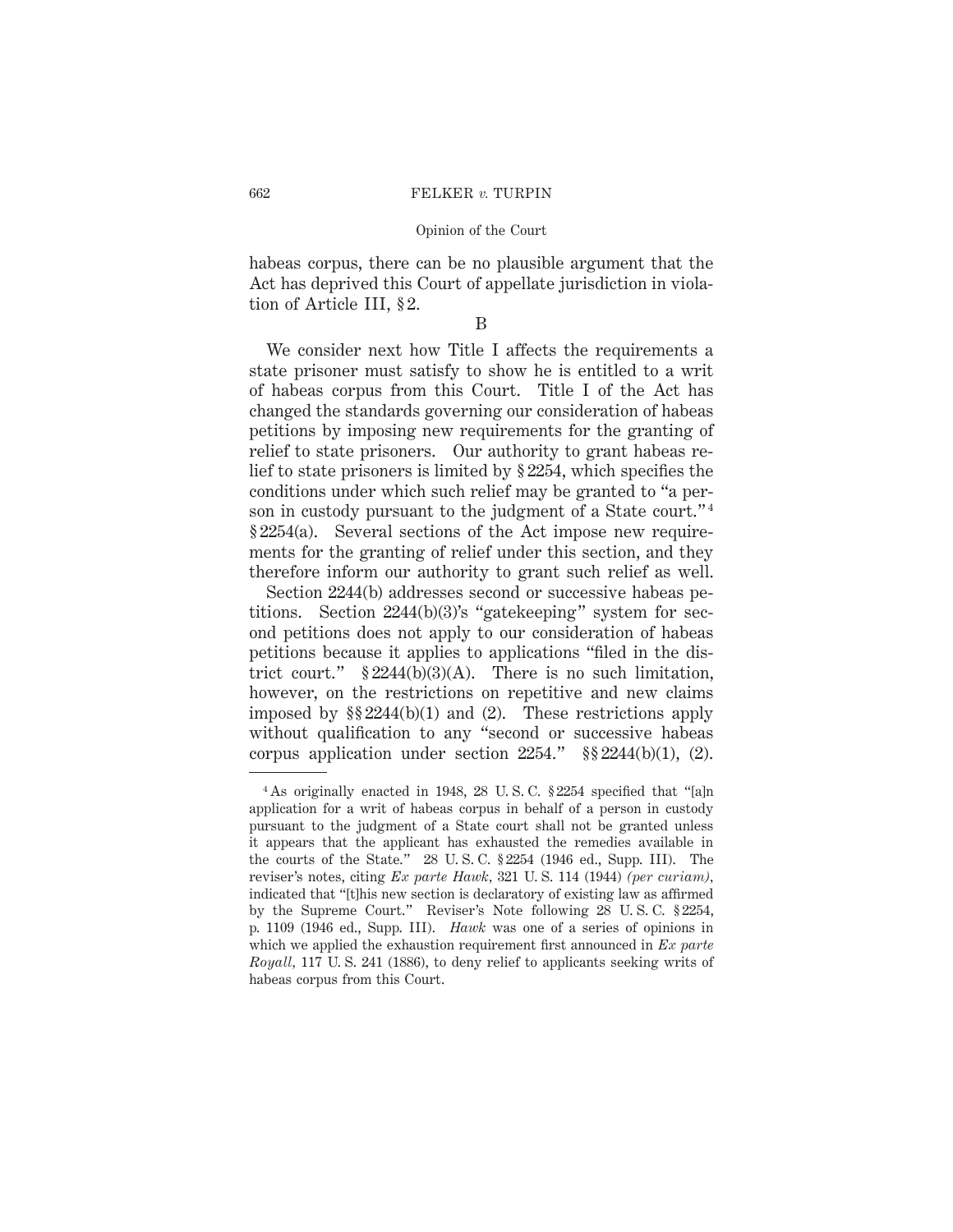habeas corpus, there can be no plausible argument that the Act has deprived this Court of appellate jurisdiction in violation of Article III, § 2.

B

We consider next how Title I affects the requirements a state prisoner must satisfy to show he is entitled to a writ of habeas corpus from this Court. Title I of the Act has changed the standards governing our consideration of habeas petitions by imposing new requirements for the granting of relief to state prisoners. Our authority to grant habeas relief to state prisoners is limited by § 2254, which specifies the conditions under which such relief may be granted to "a person in custody pursuant to the judgment of a State court."[4] § 2254(a). Several sections of the Act impose new requirements for the granting of relief under this section, and they therefore inform our authority to grant such relief as well.

Section 2244(b) addresses second or successive habeas petitions. Section 2244(b)(3)'s "gatekeeping" system for second petitions does not apply to our consideration of habeas petitions because it applies to applications "filed in the district court." § 2244(b)(3)(A). There is no such limitation, however, on the restrictions on repetitive and new claims imposed by §§ 2244(b)(1) and (2). These restrictions apply without qualification to any "second or successive habeas corpus application under section 2254." §§ 2244(b)(1), (2).

---

[4] As originally enacted in 1948, 28 U. S. C. § 2254 specified that "[a]n application for a writ of habeas corpus in behalf of a person in custody pursuant to the judgment of a State court shall not be granted unless it appears that the applicant has exhausted the remedies available in the courts of the State." 28 U. S. C. § 2254 (1946 ed., Supp. III). The reviser's notes, citing *Ex parte Hawk*, 321 U. S. 114 (1944) *(per curiam)*, indicated that "[t]his new section is declaratory of existing law as affirmed by the Supreme Court." Reviser's Note following 28 U. S. C. § 2254, p. 1109 (1946 ed., Supp. III). *Hawk* was one of a series of opinions in which we applied the exhaustion requirement first announced in *Ex parte Royall*, 117 U. S. 241 (1886), to deny relief to applicants seeking writs of habeas corpus from this Court.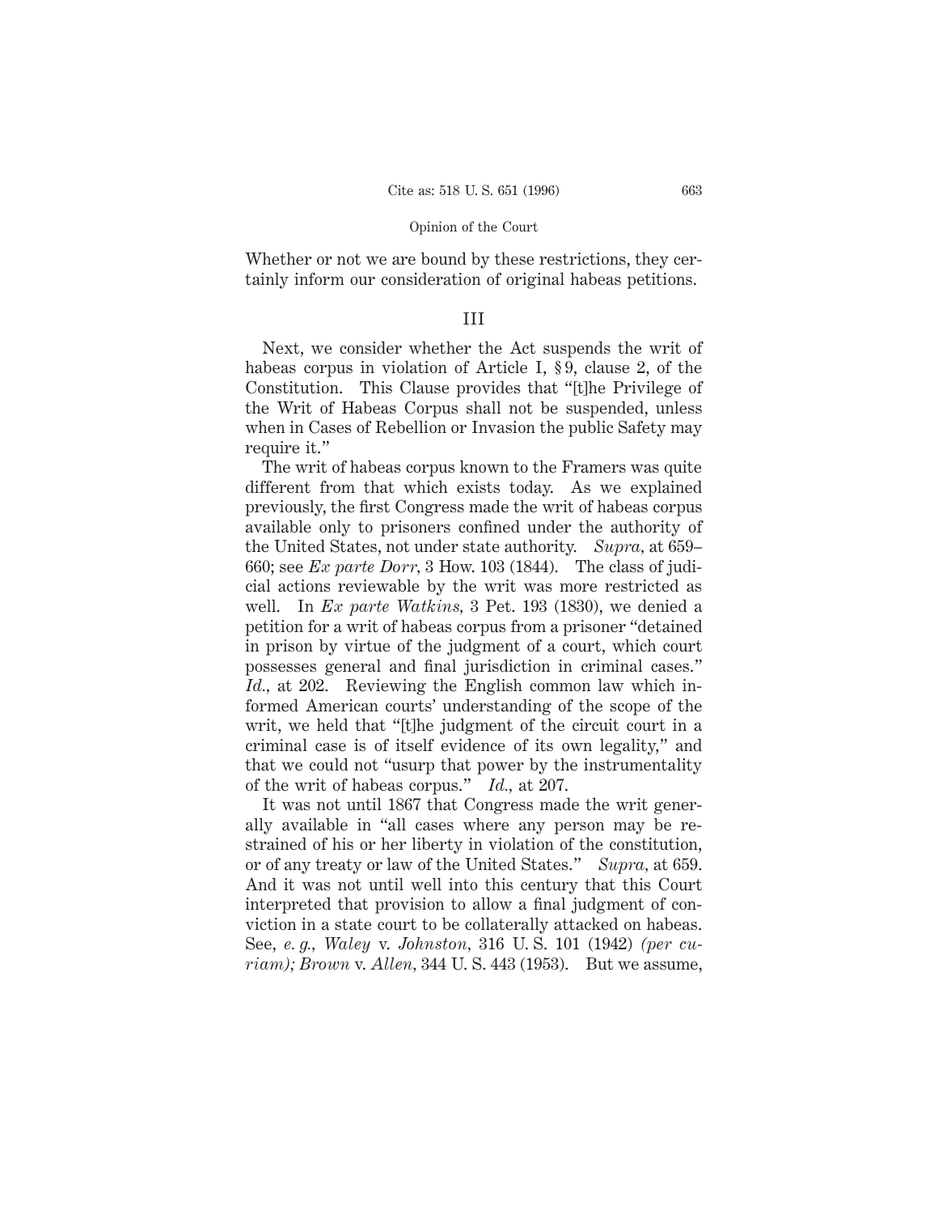Whether or not we are bound by these restrictions, they certainly inform our consideration of original habeas petitions.

## III

Next, we consider whether the Act suspends the writ of habeas corpus in violation of Article I, § 9, clause 2, of the Constitution. This Clause provides that "[t]he Privilege of the Writ of Habeas Corpus shall not be suspended, unless when in Cases of Rebellion or Invasion the public Safety may require it."

The writ of habeas corpus known to the Framers was quite different from that which exists today. As we explained previously, the first Congress made the writ of habeas corpus available only to prisoners confined under the authority of the United States, not under state authority. *Supra,* at 659–660; see *Ex parte Dorr,* 3 How. 103 (1844). The class of judicial actions reviewable by the writ was more restricted as well. In *Ex parte Watkins,* 3 Pet. 193 (1830), we denied a petition for a writ of habeas corpus from a prisoner "detained in prison by virtue of the judgment of a court, which court possesses general and final jurisdiction in criminal cases." *Id.,* at 202. Reviewing the English common law which informed American courts' understanding of the scope of the writ, we held that "[t]he judgment of the circuit court in a criminal case is of itself evidence of its own legality," and that we could not "usurp that power by the instrumentality of the writ of habeas corpus." *Id.,* at 207.

It was not until 1867 that Congress made the writ generally available in "all cases where any person may be restrained of his or her liberty in violation of the constitution, or of any treaty or law of the United States." *Supra,* at 659. And it was not until well into this century that this Court interpreted that provision to allow a final judgment of conviction in a state court to be collaterally attacked on habeas. See, *e. g., Waley* v. *Johnston,* 316 U. S. 101 (1942) *(per curiam); Brown* v. *Allen,* 344 U. S. 443 (1953). But we assume,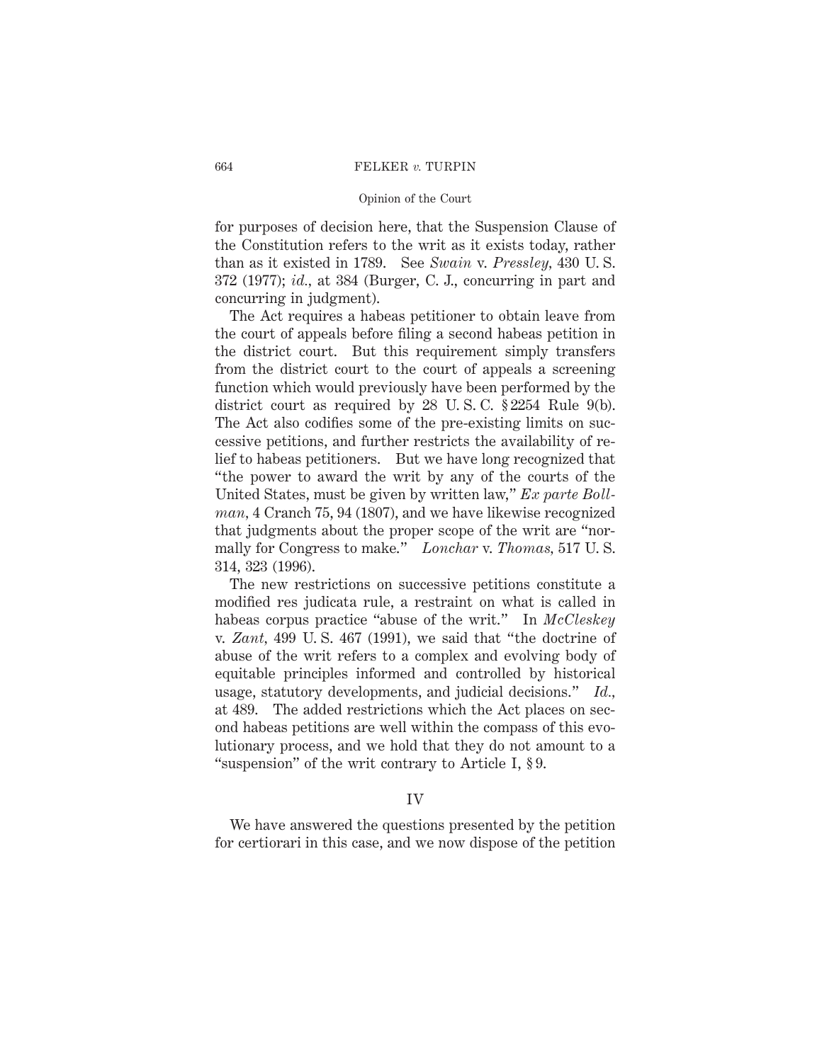for purposes of decision here, that the Suspension Clause of the Constitution refers to the writ as it exists today, rather than as it existed in 1789. See *Swain* v. *Pressley*, 430 U. S. 372 (1977); *id.*, at 384 (Burger, C. J., concurring in part and concurring in judgment).

The Act requires a habeas petitioner to obtain leave from the court of appeals before filing a second habeas petition in the district court. But this requirement simply transfers from the district court to the court of appeals a screening function which would previously have been performed by the district court as required by 28 U. S. C. § 2254 Rule 9(b). The Act also codifies some of the pre-existing limits on successive petitions, and further restricts the availability of relief to habeas petitioners. But we have long recognized that "the power to award the writ by any of the courts of the United States, must be given by written law," *Ex parte Bollman*, 4 Cranch 75, 94 (1807), and we have likewise recognized that judgments about the proper scope of the writ are "normally for Congress to make." *Lonchar* v. *Thomas*, 517 U. S. 314, 323 (1996).

The new restrictions on successive petitions constitute a modified res judicata rule, a restraint on what is called in habeas corpus practice "abuse of the writ." In *McCleskey* v. *Zant*, 499 U. S. 467 (1991), we said that "the doctrine of abuse of the writ refers to a complex and evolving body of equitable principles informed and controlled by historical usage, statutory developments, and judicial decisions." *Id.*, at 489. The added restrictions which the Act places on second habeas petitions are well within the compass of this evolutionary process, and we hold that they do not amount to a "suspension" of the writ contrary to Article I, § 9.

## IV

We have answered the questions presented by the petition for certiorari in this case, and we now dispose of the petition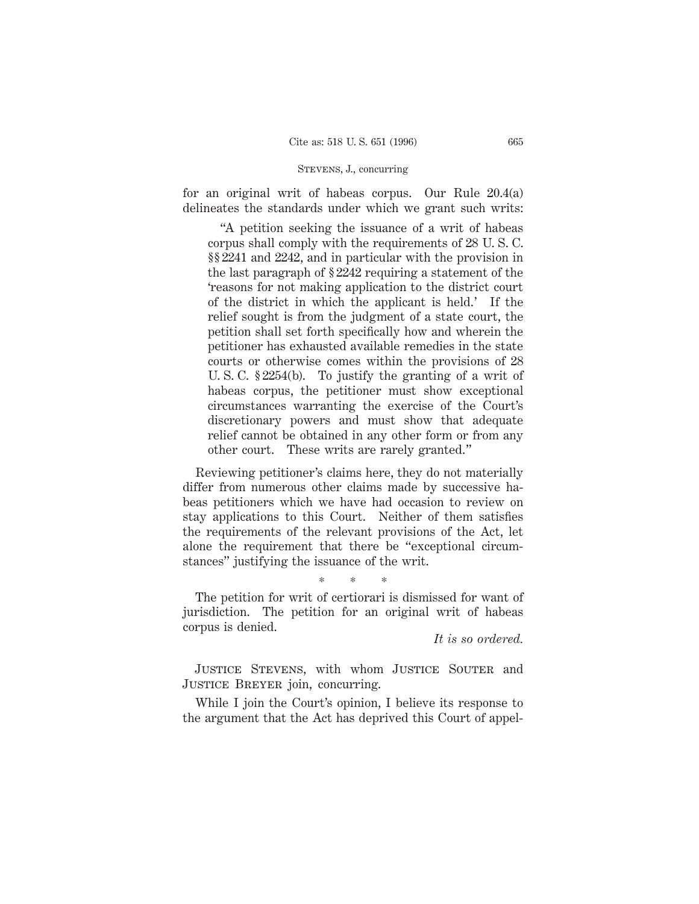for an original writ of habeas corpus. Our Rule 20.4(a) delineates the standards under which we grant such writs:

> "A petition seeking the issuance of a writ of habeas corpus shall comply with the requirements of 28 U. S. C. §§ 2241 and 2242, and in particular with the provision in the last paragraph of § 2242 requiring a statement of the 'reasons for not making application to the district court of the district in which the applicant is held.' If the relief sought is from the judgment of a state court, the petition shall set forth specifically how and wherein the petitioner has exhausted available remedies in the state courts or otherwise comes within the provisions of 28 U. S. C. § 2254(b). To justify the granting of a writ of habeas corpus, the petitioner must show exceptional circumstances warranting the exercise of the Court's discretionary powers and must show that adequate relief cannot be obtained in any other form or from any other court. These writs are rarely granted."

Reviewing petitioner's claims here, they do not materially differ from numerous other claims made by successive habeas petitioners which we have had occasion to review on stay applications to this Court. Neither of them satisfies the requirements of the relevant provisions of the Act, let alone the requirement that there be "exceptional circumstances" justifying the issuance of the writ.

\* \* \*

The petition for writ of certiorari is dismissed for want of jurisdiction. The petition for an original writ of habeas corpus is denied.

*It is so ordered.*

Justice Stevens, with whom Justice Souter and Justice Breyer join, concurring.

While I join the Court's opinion, I believe its response to the argument that the Act has deprived this Court of appel-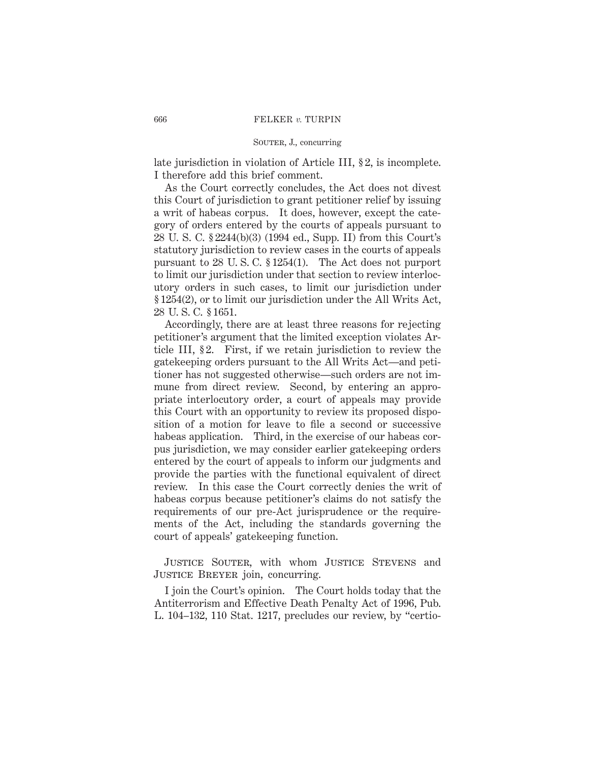late jurisdiction in violation of Article III, § 2, is incomplete. I therefore add this brief comment.

As the Court correctly concludes, the Act does not divest this Court of jurisdiction to grant petitioner relief by issuing a writ of habeas corpus. It does, however, except the category of orders entered by the courts of appeals pursuant to 28 U. S. C. § 2244(b)(3) (1994 ed., Supp. II) from this Court's statutory jurisdiction to review cases in the courts of appeals pursuant to 28 U. S. C. § 1254(1). The Act does not purport to limit our jurisdiction under that section to review interlocutory orders in such cases, to limit our jurisdiction under § 1254(2), or to limit our jurisdiction under the All Writs Act, 28 U. S. C. § 1651.

Accordingly, there are at least three reasons for rejecting petitioner's argument that the limited exception violates Article III, § 2. First, if we retain jurisdiction to review the gatekeeping orders pursuant to the All Writs Act—and petitioner has not suggested otherwise—such orders are not immune from direct review. Second, by entering an appropriate interlocutory order, a court of appeals may provide this Court with an opportunity to review its proposed disposition of a motion for leave to file a second or successive habeas application. Third, in the exercise of our habeas corpus jurisdiction, we may consider earlier gatekeeping orders entered by the court of appeals to inform our judgments and provide the parties with the functional equivalent of direct review. In this case the Court correctly denies the writ of habeas corpus because petitioner's claims do not satisfy the requirements of our pre-Act jurisprudence or the requirements of the Act, including the standards governing the court of appeals' gatekeeping function.

JUSTICE SOUTER, with whom JUSTICE STEVENS and JUSTICE BREYER join, concurring.

I join the Court's opinion. The Court holds today that the Antiterrorism and Effective Death Penalty Act of 1996, Pub. L. 104–132, 110 Stat. 1217, precludes our review, by "certio-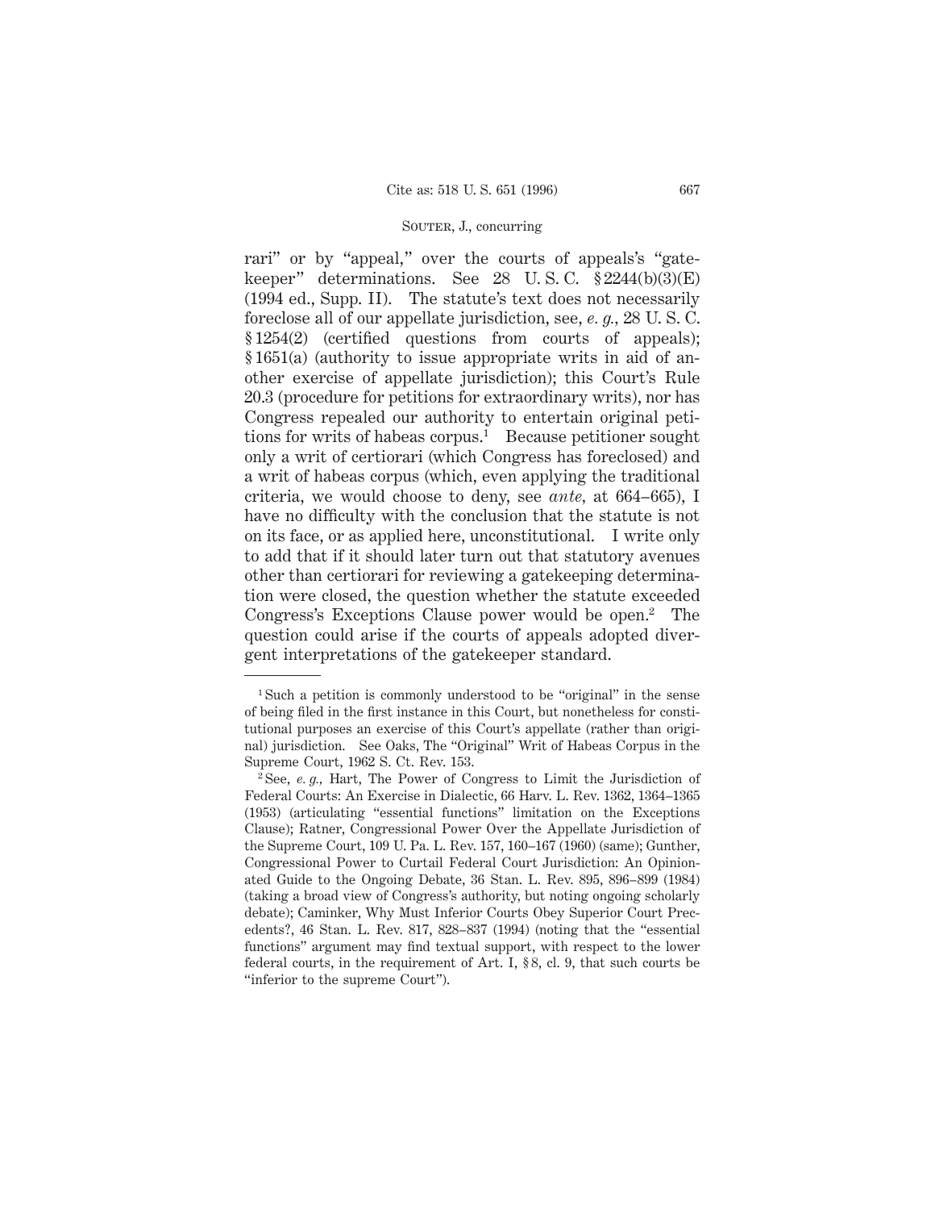rari" or by "appeal," over the courts of appeals's "gatekeeper" determinations. See 28 U. S. C. § 2244(b)(3)(E) (1994 ed., Supp. II). The statute's text does not necessarily foreclose all of our appellate jurisdiction, see, *e. g.,* 28 U. S. C. § 1254(2) (certified questions from courts of appeals); § 1651(a) (authority to issue appropriate writs in aid of another exercise of appellate jurisdiction); this Court's Rule 20.3 (procedure for petitions for extraordinary writs), nor has Congress repealed our authority to entertain original petitions for writs of habeas corpus.[1] Because petitioner sought only a writ of certiorari (which Congress has foreclosed) and a writ of habeas corpus (which, even applying the traditional criteria, we would choose to deny, see *ante,* at 664–665), I have no difficulty with the conclusion that the statute is not on its face, or as applied here, unconstitutional. I write only to add that if it should later turn out that statutory avenues other than certiorari for reviewing a gatekeeping determination were closed, the question whether the statute exceeded Congress's Exceptions Clause power would be open.[2] The question could arise if the courts of appeals adopted divergent interpretations of the gatekeeper standard.

---

[1] Such a petition is commonly understood to be "original" in the sense of being filed in the first instance in this Court, but nonetheless for constitutional purposes an exercise of this Court's appellate (rather than original) jurisdiction. See Oaks, The "Original" Writ of Habeas Corpus in the Supreme Court, 1962 S. Ct. Rev. 153.

[2] See, *e. g.,* Hart, The Power of Congress to Limit the Jurisdiction of Federal Courts: An Exercise in Dialectic, 66 Harv. L. Rev. 1362, 1364–1365 (1953) (articulating "essential functions" limitation on the Exceptions Clause); Ratner, Congressional Power Over the Appellate Jurisdiction of the Supreme Court, 109 U. Pa. L. Rev. 157, 160–167 (1960) (same); Gunther, Congressional Power to Curtail Federal Court Jurisdiction: An Opinionated Guide to the Ongoing Debate, 36 Stan. L. Rev. 895, 896–899 (1984) (taking a broad view of Congress's authority, but noting ongoing scholarly debate); Caminker, Why Must Inferior Courts Obey Superior Court Precedents?, 46 Stan. L. Rev. 817, 828–837 (1994) (noting that the "essential functions" argument may find textual support, with respect to the lower federal courts, in the requirement of Art. I, § 8, cl. 9, that such courts be "inferior to the supreme Court").